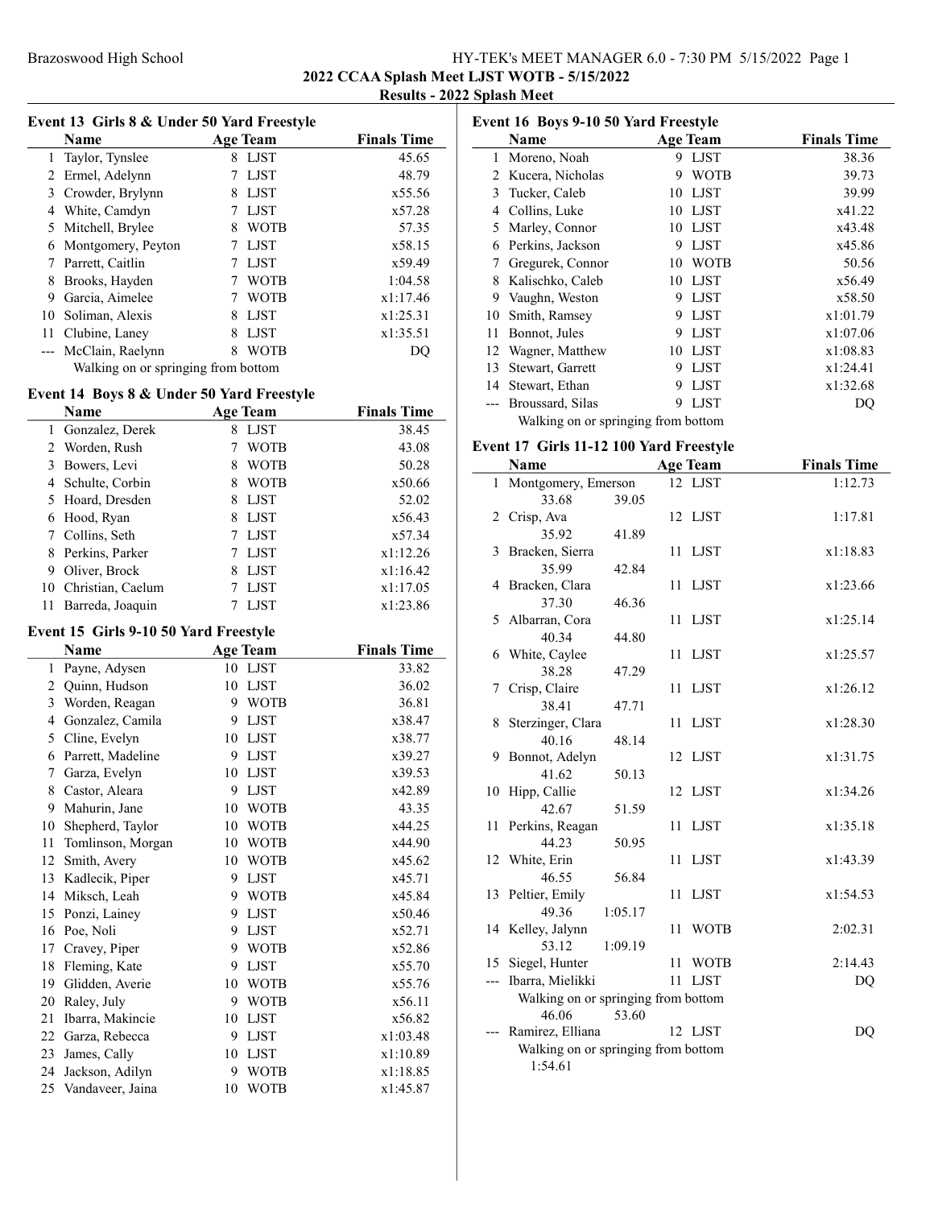Brazoswood High School

## 2022 CCAA Splash Meet LJST WOTB - 5/15/2022

### Results - 2022 Splash Meet

#### Event 13 Girls 8 & Under 50 Yard Freestyle

| | Name | Age | Team | Finals Time |
|---|---|---|---|---|
| 1 | Taylor, Tynslee | 8 | LJST | 45.65 |
| 2 | Ermel, Adelynn | 7 | LJST | 48.79 |
| 3 | Crowder, Brylynn | 8 | LJST | x55.56 |
| 4 | White, Camdyn | 7 | LJST | x57.28 |
| 5 | Mitchell, Brylee | 8 | WOTB | 57.35 |
| 6 | Montgomery, Peyton | 7 | LJST | x58.15 |
| 7 | Parrett, Caitlin | 7 | LJST | x59.49 |
| 8 | Brooks, Hayden | 7 | WOTB | 1:04.58 |
| 9 | Garcia, Aimelee | 7 | WOTB | x1:17.46 |
| 10 | Soliman, Alexis | 8 | LJST | x1:25.31 |
| 11 | Clubine, Laney | 8 | LJST | x1:35.51 |
| --- | McClain, Raelynn | 8 | WOTB | DQ |
| | Walking on or springing from bottom | | | |

#### Event 14 Boys 8 & Under 50 Yard Freestyle

| | Name | Age | Team | Finals Time |
|---|---|---|---|---|
| 1 | Gonzalez, Derek | 8 | LJST | 38.45 |
| 2 | Worden, Rush | 7 | WOTB | 43.08 |
| 3 | Bowers, Levi | 8 | WOTB | 50.28 |
| 4 | Schulte, Corbin | 8 | WOTB | x50.66 |
| 5 | Hoard, Dresden | 8 | LJST | 52.02 |
| 6 | Hood, Ryan | 8 | LJST | x56.43 |
| 7 | Collins, Seth | 7 | LJST | x57.34 |
| 8 | Perkins, Parker | 7 | LJST | x1:12.26 |
| 9 | Oliver, Brock | 8 | LJST | x1:16.42 |
| 10 | Christian, Caelum | 7 | LJST | x1:17.05 |
| 11 | Barreda, Joaquin | 7 | LJST | x1:23.86 |

#### Event 15 Girls 9-10 50 Yard Freestyle

| | Name | Age | Team | Finals Time |
|---|---|---|---|---|
| 1 | Payne, Adysen | 10 | LJST | 33.82 |
| 2 | Quinn, Hudson | 10 | LJST | 36.02 |
| 3 | Worden, Reagan | 9 | WOTB | 36.81 |
| 4 | Gonzalez, Camila | 9 | LJST | x38.47 |
| 5 | Cline, Evelyn | 10 | LJST | x38.77 |
| 6 | Parrett, Madeline | 9 | LJST | x39.27 |
| 7 | Garza, Evelyn | 10 | LJST | x39.53 |
| 8 | Castor, Aleara | 9 | LJST | x42.89 |
| 9 | Mahurin, Jane | 10 | WOTB | 43.35 |
| 10 | Shepherd, Taylor | 10 | WOTB | x44.25 |
| 11 | Tomlinson, Morgan | 10 | WOTB | x44.90 |
| 12 | Smith, Avery | 10 | WOTB | x45.62 |
| 13 | Kadlecik, Piper | 9 | LJST | x45.71 |
| 14 | Miksch, Leah | 9 | WOTB | x45.84 |
| 15 | Ponzi, Lainey | 9 | LJST | x50.46 |
| 16 | Poe, Noli | 9 | LJST | x52.71 |
| 17 | Cravey, Piper | 9 | WOTB | x52.86 |
| 18 | Fleming, Kate | 9 | LJST | x55.70 |
| 19 | Glidden, Averie | 10 | WOTB | x55.76 |
| 20 | Raley, July | 9 | WOTB | x56.11 |
| 21 | Ibarra, Makincie | 10 | LJST | x56.82 |
| 22 | Garza, Rebecca | 9 | LJST | x1:03.48 |
| 23 | James, Cally | 10 | LJST | x1:10.89 |
| 24 | Jackson, Adilyn | 9 | WOTB | x1:18.85 |
| 25 | Vandaveer, Jaina | 10 | WOTB | x1:45.87 |

#### Event 16 Boys 9-10 50 Yard Freestyle

| | Name | Age | Team | Finals Time |
|---|---|---|---|---|
| 1 | Moreno, Noah | 9 | LJST | 38.36 |
| 2 | Kucera, Nicholas | 9 | WOTB | 39.73 |
| 3 | Tucker, Caleb | 10 | LJST | 39.99 |
| 4 | Collins, Luke | 10 | LJST | x41.22 |
| 5 | Marley, Connor | 10 | LJST | x43.48 |
| 6 | Perkins, Jackson | 9 | LJST | x45.86 |
| 7 | Gregurek, Connor | 10 | WOTB | 50.56 |
| 8 | Kalischko, Caleb | 10 | LJST | x56.49 |
| 9 | Vaughn, Weston | 9 | LJST | x58.50 |
| 10 | Smith, Ramsey | 9 | LJST | x1:01.79 |
| 11 | Bonnot, Jules | 9 | LJST | x1:07.06 |
| 12 | Wagner, Matthew | 10 | LJST | x1:08.83 |
| 13 | Stewart, Garrett | 9 | LJST | x1:24.41 |
| 14 | Stewart, Ethan | 9 | LJST | x1:32.68 |
| --- | Broussard, Silas | 9 | LJST | DQ |
| | Walking on or springing from bottom | | | |

#### Event 17 Girls 11-12 100 Yard Freestyle

| | Name | Age | Team | Finals Time |
|---|---|---|---|---|
| 1 | Montgomery, Emerson | 12 | LJST | 1:12.73 |
| | 33.68 / 39.05 | | | |
| 2 | Crisp, Ava | 12 | LJST | 1:17.81 |
| | 35.92 / 41.89 | | | |
| 3 | Bracken, Sierra | 11 | LJST | x1:18.83 |
| | 35.99 / 42.84 | | | |
| 4 | Bracken, Clara | 11 | LJST | x1:23.66 |
| | 37.30 / 46.36 | | | |
| 5 | Albarran, Cora | 11 | LJST | x1:25.14 |
| | 40.34 / 44.80 | | | |
| 6 | White, Caylee | 11 | LJST | x1:25.57 |
| | 38.28 / 47.29 | | | |
| 7 | Crisp, Claire | 11 | LJST | x1:26.12 |
| | 38.41 / 47.71 | | | |
| 8 | Sterzinger, Clara | 11 | LJST | x1:28.30 |
| | 40.16 / 48.14 | | | |
| 9 | Bonnot, Adelyn | 12 | LJST | x1:31.75 |
| | 41.62 / 50.13 | | | |
| 10 | Hipp, Callie | 12 | LJST | x1:34.26 |
| | 42.67 / 51.59 | | | |
| 11 | Perkins, Reagan | 11 | LJST | x1:35.18 |
| | 44.23 / 50.95 | | | |
| 12 | White, Erin | 11 | LJST | x1:43.39 |
| | 46.55 / 56.84 | | | |
| 13 | Peltier, Emily | 11 | LJST | x1:54.53 |
| | 49.36 / 1:05.17 | | | |
| 14 | Kelley, Jalynn | 11 | WOTB | 2:02.31 |
| | 53.12 / 1:09.19 | | | |
| 15 | Siegel, Hunter | 11 | WOTB | 2:14.43 |
| --- | Ibarra, Mielikki | 11 | LJST | DQ |
| | Walking on or springing from bottom | | | |
| | 46.06 / 53.60 | | | |
| --- | Ramirez, Elliana | 12 | LJST | DQ |
| | Walking on or springing from bottom | | | |
| | 1:54.61 | | | |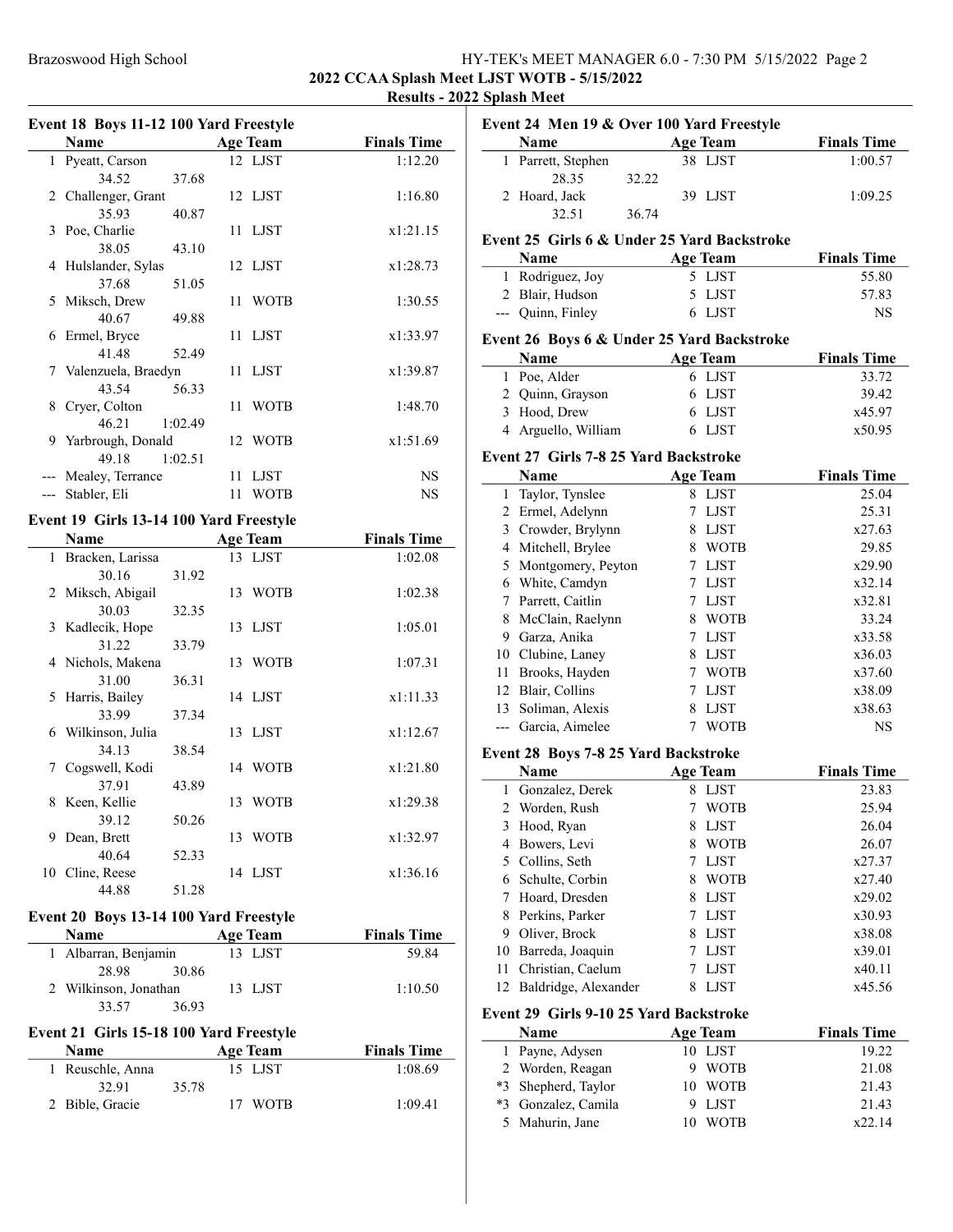## 2022 CCAA Splash Meet LJST WOTB - 5/15/2022

### Results - 2022 Splash Meet

#### Event 18 Boys 11-12 100 Yard Freestyle

| | Name | Age | Team | Finals Time |
|---|---|---|---|---|
| 1 | Pyeatt, Carson | 12 | LJST | 1:12.20 |
| | 34.52 37.68 | | | |
| 2 | Challenger, Grant | 12 | LJST | 1:16.80 |
| | 35.93 40.87 | | | |
| 3 | Poe, Charlie | 11 | LJST | x1:21.15 |
| | 38.05 43.10 | | | |
| 4 | Hulslander, Sylas | 12 | LJST | x1:28.73 |
| | 37.68 51.05 | | | |
| 5 | Miksch, Drew | 11 | WOTB | 1:30.55 |
| | 40.67 49.88 | | | |
| 6 | Ermel, Bryce | 11 | LJST | x1:33.97 |
| | 41.48 52.49 | | | |
| 7 | Valenzuela, Braedyn | 11 | LJST | x1:39.87 |
| | 43.54 56.33 | | | |
| 8 | Cryer, Colton | 11 | WOTB | 1:48.70 |
| | 46.21 1:02.49 | | | |
| 9 | Yarbrough, Donald | 12 | WOTB | x1:51.69 |
| | 49.18 1:02.51 | | | |
| --- | Mealey, Terrance | 11 | LJST | NS |
| --- | Stabler, Eli | 11 | WOTB | NS |

#### Event 19 Girls 13-14 100 Yard Freestyle

| | Name | Age | Team | Finals Time |
|---|---|---|---|---|
| 1 | Bracken, Larissa | 13 | LJST | 1:02.08 |
| | 30.16 31.92 | | | |
| 2 | Miksch, Abigail | 13 | WOTB | 1:02.38 |
| | 30.03 32.35 | | | |
| 3 | Kadlecik, Hope | 13 | LJST | 1:05.01 |
| | 31.22 33.79 | | | |
| 4 | Nichols, Makena | 13 | WOTB | 1:07.31 |
| | 31.00 36.31 | | | |
| 5 | Harris, Bailey | 14 | LJST | x1:11.33 |
| | 33.99 37.34 | | | |
| 6 | Wilkinson, Julia | 13 | LJST | x1:12.67 |
| | 34.13 38.54 | | | |
| 7 | Cogswell, Kodi | 14 | WOTB | x1:21.80 |
| | 37.91 43.89 | | | |
| 8 | Keen, Kellie | 13 | WOTB | x1:29.38 |
| | 39.12 50.26 | | | |
| 9 | Dean, Brett | 13 | WOTB | x1:32.97 |
| | 40.64 52.33 | | | |
| 10 | Cline, Reese | 14 | LJST | x1:36.16 |
| | 44.88 51.28 | | | |

#### Event 20 Boys 13-14 100 Yard Freestyle

| | Name | Age | Team | Finals Time |
|---|---|---|---|---|
| 1 | Albarran, Benjamin | 13 | LJST | 59.84 |
| | 28.98 30.86 | | | |
| 2 | Wilkinson, Jonathan | 13 | LJST | 1:10.50 |
| | 33.57 36.93 | | | |

#### Event 21 Girls 15-18 100 Yard Freestyle

| | Name | Age | Team | Finals Time |
|---|---|---|---|---|
| 1 | Reuschle, Anna | 15 | LJST | 1:08.69 |
| | 32.91 35.78 | | | |
| 2 | Bible, Gracie | 17 | WOTB | 1:09.41 |

#### Event 24 Men 19 & Over 100 Yard Freestyle

| | Name | Age | Team | Finals Time |
|---|---|---|---|---|
| 1 | Parrett, Stephen | 38 | LJST | 1:00.57 |
| | 28.35 32.22 | | | |
| 2 | Hoard, Jack | 39 | LJST | 1:09.25 |
| | 32.51 36.74 | | | |

#### Event 25 Girls 6 & Under 25 Yard Backstroke

| | Name | Age | Team | Finals Time |
|---|---|---|---|---|
| 1 | Rodriguez, Joy | 5 | LJST | 55.80 |
| 2 | Blair, Hudson | 5 | LJST | 57.83 |
| --- | Quinn, Finley | 6 | LJST | NS |

#### Event 26 Boys 6 & Under 25 Yard Backstroke

| | Name | Age | Team | Finals Time |
|---|---|---|---|---|
| 1 | Poe, Alder | 6 | LJST | 33.72 |
| 2 | Quinn, Grayson | 6 | LJST | 39.42 |
| 3 | Hood, Drew | 6 | LJST | x45.97 |
| 4 | Arguello, William | 6 | LJST | x50.95 |

#### Event 27 Girls 7-8 25 Yard Backstroke

| | Name | Age | Team | Finals Time |
|---|---|---|---|---|
| 1 | Taylor, Tynslee | 8 | LJST | 25.04 |
| 2 | Ermel, Adelynn | 7 | LJST | 25.31 |
| 3 | Crowder, Brylynn | 8 | LJST | x27.63 |
| 4 | Mitchell, Brylee | 8 | WOTB | 29.85 |
| 5 | Montgomery, Peyton | 7 | LJST | x29.90 |
| 6 | White, Camdyn | 7 | LJST | x32.14 |
| 7 | Parrett, Caitlin | 7 | LJST | x32.81 |
| 8 | McClain, Raelynn | 8 | WOTB | 33.24 |
| 9 | Garza, Anika | 7 | LJST | x33.58 |
| 10 | Clubine, Laney | 8 | LJST | x36.03 |
| 11 | Brooks, Hayden | 7 | WOTB | x37.60 |
| 12 | Blair, Collins | 7 | LJST | x38.09 |
| 13 | Soliman, Alexis | 8 | LJST | x38.63 |
| --- | Garcia, Aimelee | 7 | WOTB | NS |

#### Event 28 Boys 7-8 25 Yard Backstroke

| | Name | Age | Team | Finals Time |
|---|---|---|---|---|
| 1 | Gonzalez, Derek | 8 | LJST | 23.83 |
| 2 | Worden, Rush | 7 | WOTB | 25.94 |
| 3 | Hood, Ryan | 8 | LJST | 26.04 |
| 4 | Bowers, Levi | 8 | WOTB | 26.07 |
| 5 | Collins, Seth | 7 | LJST | x27.37 |
| 6 | Schulte, Corbin | 8 | WOTB | x27.40 |
| 7 | Hoard, Dresden | 8 | LJST | x29.02 |
| 8 | Perkins, Parker | 7 | LJST | x30.93 |
| 9 | Oliver, Brock | 8 | LJST | x38.08 |
| 10 | Barreda, Joaquin | 7 | LJST | x39.01 |
| 11 | Christian, Caelum | 7 | LJST | x40.11 |
| 12 | Baldridge, Alexander | 8 | LJST | x45.56 |

#### Event 29 Girls 9-10 25 Yard Backstroke

| | Name | Age | Team | Finals Time |
|---|---|---|---|---|
| 1 | Payne, Adysen | 10 | LJST | 19.22 |
| 2 | Worden, Reagan | 9 | WOTB | 21.08 |
| *3 | Shepherd, Taylor | 10 | WOTB | 21.43 |
| *3 | Gonzalez, Camila | 9 | LJST | 21.43 |
| 5 | Mahurin, Jane | 10 | WOTB | x22.14 |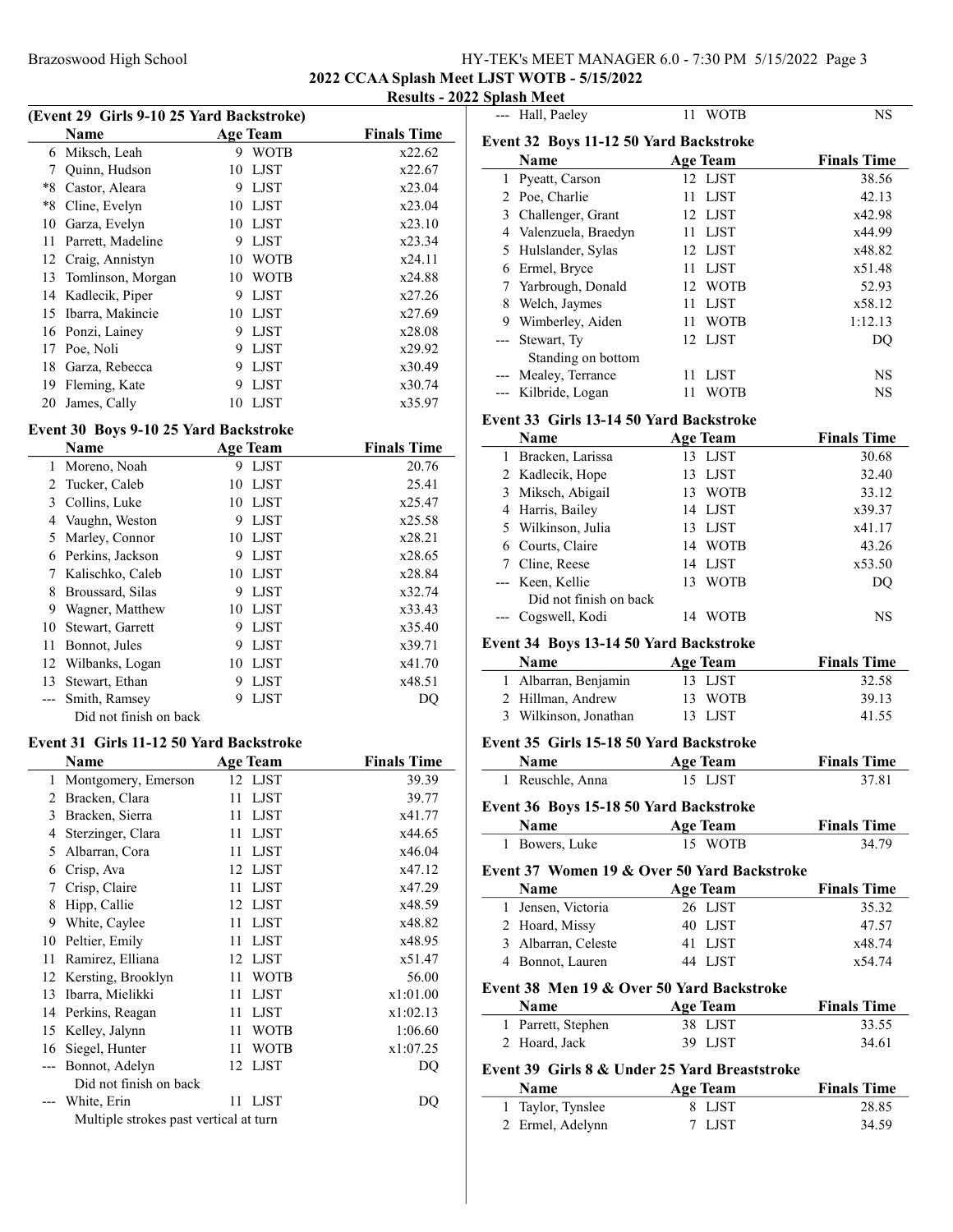## 2022 CCAA Splash Meet LJST WOTB - 5/15/2022

### Results - 2022 Splash Meet

### (Event 29 Girls 9-10 25 Yard Backstroke)

| | Name | Age | Team | Finals Time |
|---|---|---|---|---|
| 6 | Miksch, Leah | 9 | WOTB | x22.62 |
| 7 | Quinn, Hudson | 10 | LJST | x22.67 |
| *8 | Castor, Aleara | 9 | LJST | x23.04 |
| *8 | Cline, Evelyn | 10 | LJST | x23.04 |
| 10 | Garza, Evelyn | 10 | LJST | x23.10 |
| 11 | Parrett, Madeline | 9 | LJST | x23.34 |
| 12 | Craig, Annistyn | 10 | WOTB | x24.11 |
| 13 | Tomlinson, Morgan | 10 | WOTB | x24.88 |
| 14 | Kadlecik, Piper | 9 | LJST | x27.26 |
| 15 | Ibarra, Makincie | 10 | LJST | x27.69 |
| 16 | Ponzi, Lainey | 9 | LJST | x28.08 |
| 17 | Poe, Noli | 9 | LJST | x29.92 |
| 18 | Garza, Rebecca | 9 | LJST | x30.49 |
| 19 | Fleming, Kate | 9 | LJST | x30.74 |
| 20 | James, Cally | 10 | LJST | x35.97 |

### Event 30 Boys 9-10 25 Yard Backstroke

| | Name | Age | Team | Finals Time |
|---|---|---|---|---|
| 1 | Moreno, Noah | 9 | LJST | 20.76 |
| 2 | Tucker, Caleb | 10 | LJST | 25.41 |
| 3 | Collins, Luke | 10 | LJST | x25.47 |
| 4 | Vaughn, Weston | 9 | LJST | x25.58 |
| 5 | Marley, Connor | 10 | LJST | x28.21 |
| 6 | Perkins, Jackson | 9 | LJST | x28.65 |
| 7 | Kalischko, Caleb | 10 | LJST | x28.84 |
| 8 | Broussard, Silas | 9 | LJST | x32.74 |
| 9 | Wagner, Matthew | 10 | LJST | x33.43 |
| 10 | Stewart, Garrett | 9 | LJST | x35.40 |
| 11 | Bonnot, Jules | 9 | LJST | x39.71 |
| 12 | Wilbanks, Logan | 10 | LJST | x41.70 |
| 13 | Stewart, Ethan | 9 | LJST | x48.51 |
| --- | Smith, Ramsey | 9 | LJST | DQ |
| | Did not finish on back | | | |

### Event 31 Girls 11-12 50 Yard Backstroke

| | Name | Age | Team | Finals Time |
|---|---|---|---|---|
| 1 | Montgomery, Emerson | 12 | LJST | 39.39 |
| 2 | Bracken, Clara | 11 | LJST | 39.77 |
| 3 | Bracken, Sierra | 11 | LJST | x41.77 |
| 4 | Sterzinger, Clara | 11 | LJST | x44.65 |
| 5 | Albarran, Cora | 11 | LJST | x46.04 |
| 6 | Crisp, Ava | 12 | LJST | x47.12 |
| 7 | Crisp, Claire | 11 | LJST | x47.29 |
| 8 | Hipp, Callie | 12 | LJST | x48.59 |
| 9 | White, Caylee | 11 | LJST | x48.82 |
| 10 | Peltier, Emily | 11 | LJST | x48.95 |
| 11 | Ramirez, Elliana | 12 | LJST | x51.47 |
| 12 | Kersting, Brooklyn | 11 | WOTB | 56.00 |
| 13 | Ibarra, Mielikki | 11 | LJST | x1:01.00 |
| 14 | Perkins, Reagan | 11 | LJST | x1:02.13 |
| 15 | Kelley, Jalynn | 11 | WOTB | 1:06.60 |
| 16 | Siegel, Hunter | 11 | WOTB | x1:07.25 |
| --- | Bonnot, Adelyn | 12 | LJST | DQ |
| | Did not finish on back | | | |
| --- | White, Erin | 11 | LJST | DQ |
| | Multiple strokes past vertical at turn | | | |
| --- | Hall, Paeley | 11 | WOTB | NS |

### Event 32 Boys 11-12 50 Yard Backstroke

| | Name | Age | Team | Finals Time |
|---|---|---|---|---|
| 1 | Pyeatt, Carson | 12 | LJST | 38.56 |
| 2 | Poe, Charlie | 11 | LJST | 42.13 |
| 3 | Challenger, Grant | 12 | LJST | x42.98 |
| 4 | Valenzuela, Braedyn | 11 | LJST | x44.99 |
| 5 | Hulslander, Sylas | 12 | LJST | x48.82 |
| 6 | Ermel, Bryce | 11 | LJST | x51.48 |
| 7 | Yarbrough, Donald | 12 | WOTB | 52.93 |
| 8 | Welch, Jaymes | 11 | LJST | x58.12 |
| 9 | Wimberley, Aiden | 11 | WOTB | 1:12.13 |
| --- | Stewart, Ty | 12 | LJST | DQ |
| | Standing on bottom | | | |
| --- | Mealey, Terrance | 11 | LJST | NS |
| --- | Kilbride, Logan | 11 | WOTB | NS |

### Event 33 Girls 13-14 50 Yard Backstroke

| | Name | Age | Team | Finals Time |
|---|---|---|---|---|
| 1 | Bracken, Larissa | 13 | LJST | 30.68 |
| 2 | Kadlecik, Hope | 13 | LJST | 32.40 |
| 3 | Miksch, Abigail | 13 | WOTB | 33.12 |
| 4 | Harris, Bailey | 14 | LJST | x39.37 |
| 5 | Wilkinson, Julia | 13 | LJST | x41.17 |
| 6 | Courts, Claire | 14 | WOTB | 43.26 |
| 7 | Cline, Reese | 14 | LJST | x53.50 |
| --- | Keen, Kellie | 13 | WOTB | DQ |
| | Did not finish on back | | | |
| --- | Cogswell, Kodi | 14 | WOTB | NS |

### Event 34 Boys 13-14 50 Yard Backstroke

| | Name | Age | Team | Finals Time |
|---|---|---|---|---|
| 1 | Albarran, Benjamin | 13 | LJST | 32.58 |
| 2 | Hillman, Andrew | 13 | WOTB | 39.13 |
| 3 | Wilkinson, Jonathan | 13 | LJST | 41.55 |

### Event 35 Girls 15-18 50 Yard Backstroke

| | Name | Age | Team | Finals Time |
|---|---|---|---|---|
| 1 | Reuschle, Anna | 15 | LJST | 37.81 |

### Event 36 Boys 15-18 50 Yard Backstroke

| | Name | Age | Team | Finals Time |
|---|---|---|---|---|
| 1 | Bowers, Luke | 15 | WOTB | 34.79 |

### Event 37 Women 19 & Over 50 Yard Backstroke

| | Name | Age | Team | Finals Time |
|---|---|---|---|---|
| 1 | Jensen, Victoria | 26 | LJST | 35.32 |
| 2 | Hoard, Missy | 40 | LJST | 47.57 |
| 3 | Albarran, Celeste | 41 | LJST | x48.74 |
| 4 | Bonnot, Lauren | 44 | LJST | x54.74 |

### Event 38 Men 19 & Over 50 Yard Backstroke

| | Name | Age | Team | Finals Time |
|---|---|---|---|---|
| 1 | Parrett, Stephen | 38 | LJST | 33.55 |
| 2 | Hoard, Jack | 39 | LJST | 34.61 |

### Event 39 Girls 8 & Under 25 Yard Breaststroke

| | Name | Age | Team | Finals Time |
|---|---|---|---|---|
| 1 | Taylor, Tynslee | 8 | LJST | 28.85 |
| 2 | Ermel, Adelynn | 7 | LJST | 34.59 |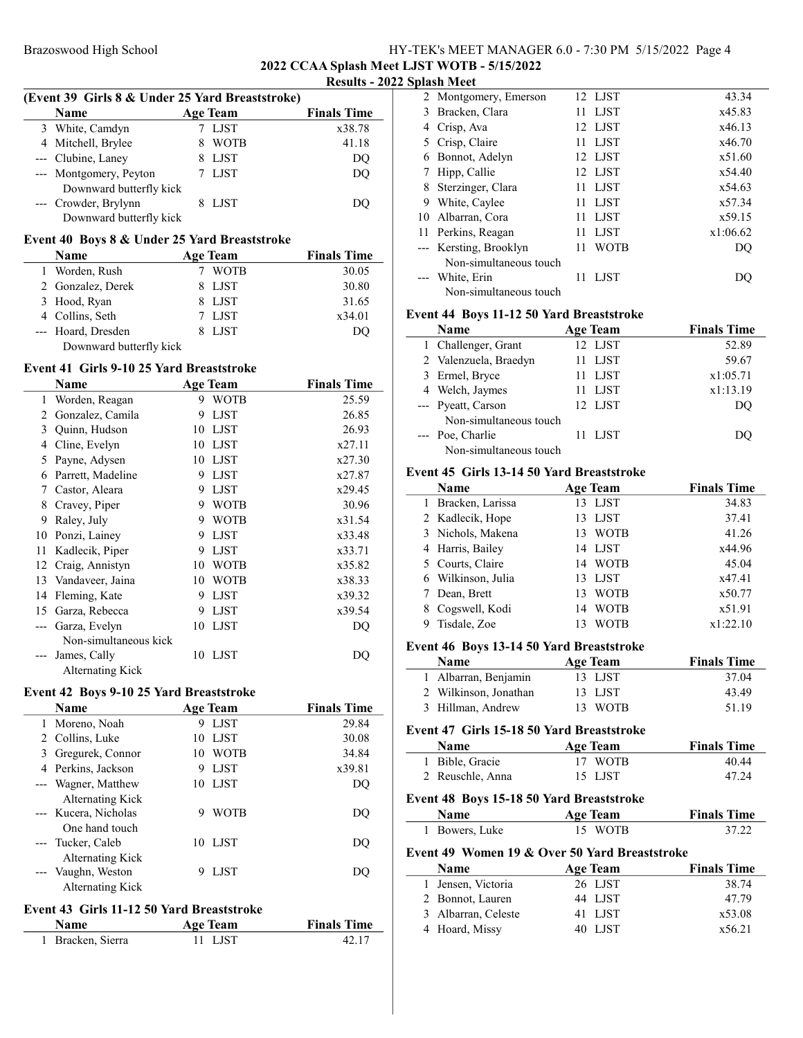## 2022 CCAA Splash Meet LJST WOTB - 5/15/2022

### Results - 2022 Splash Meet

### (Event 39 Girls 8 & Under 25 Yard Breaststroke)

| | Name | Age | Team | Finals Time |
|---|---|---|---|---|
| 3 | White, Camdyn | 7 | LJST | x38.78 |
| 4 | Mitchell, Brylee | 8 | WOTB | 41.18 |
| --- | Clubine, Laney | 8 | LJST | DQ |
| --- | Montgomery, Peyton | 7 | LJST | DQ |
| | Downward butterfly kick | | | |
| --- | Crowder, Brylynn | 8 | LJST | DQ |
| | Downward butterfly kick | | | |

### Event 40 Boys 8 & Under 25 Yard Breaststroke

| | Name | Age | Team | Finals Time |
|---|---|---|---|---|
| 1 | Worden, Rush | 7 | WOTB | 30.05 |
| 2 | Gonzalez, Derek | 8 | LJST | 30.80 |
| 3 | Hood, Ryan | 8 | LJST | 31.65 |
| 4 | Collins, Seth | 7 | LJST | x34.01 |
| --- | Hoard, Dresden | 8 | LJST | DQ |
| | Downward butterfly kick | | | |

### Event 41 Girls 9-10 25 Yard Breaststroke

| | Name | Age | Team | Finals Time |
|---|---|---|---|---|
| 1 | Worden, Reagan | 9 | WOTB | 25.59 |
| 2 | Gonzalez, Camila | 9 | LJST | 26.85 |
| 3 | Quinn, Hudson | 10 | LJST | 26.93 |
| 4 | Cline, Evelyn | 10 | LJST | x27.11 |
| 5 | Payne, Adysen | 10 | LJST | x27.30 |
| 6 | Parrett, Madeline | 9 | LJST | x27.87 |
| 7 | Castor, Aleara | 9 | LJST | x29.45 |
| 8 | Cravey, Piper | 9 | WOTB | 30.96 |
| 9 | Raley, July | 9 | WOTB | x31.54 |
| 10 | Ponzi, Lainey | 9 | LJST | x33.48 |
| 11 | Kadlecik, Piper | 9 | LJST | x33.71 |
| 12 | Craig, Annistyn | 10 | WOTB | x35.82 |
| 13 | Vandaveer, Jaina | 10 | WOTB | x38.33 |
| 14 | Fleming, Kate | 9 | LJST | x39.32 |
| 15 | Garza, Rebecca | 9 | LJST | x39.54 |
| --- | Garza, Evelyn | 10 | LJST | DQ |
| | Non-simultaneous kick | | | |
| --- | James, Cally | 10 | LJST | DQ |
| | Alternating Kick | | | |

### Event 42 Boys 9-10 25 Yard Breaststroke

| | Name | Age | Team | Finals Time |
|---|---|---|---|---|
| 1 | Moreno, Noah | 9 | LJST | 29.84 |
| 2 | Collins, Luke | 10 | LJST | 30.08 |
| 3 | Gregurek, Connor | 10 | WOTB | 34.84 |
| 4 | Perkins, Jackson | 9 | LJST | x39.81 |
| --- | Wagner, Matthew | 10 | LJST | DQ |
| | Alternating Kick | | | |
| --- | Kucera, Nicholas | 9 | WOTB | DQ |
| | One hand touch | | | |
| --- | Tucker, Caleb | 10 | LJST | DQ |
| | Alternating Kick | | | |
| --- | Vaughn, Weston | 9 | LJST | DQ |
| | Alternating Kick | | | |

### Event 43 Girls 11-12 50 Yard Breaststroke

| | Name | Age | Team | Finals Time |
|---|---|---|---|---|
| 1 | Bracken, Sierra | 11 | LJST | 42.17 |
| 2 | Montgomery, Emerson | 12 | LJST | 43.34 |
| 3 | Bracken, Clara | 11 | LJST | x45.83 |
| 4 | Crisp, Ava | 12 | LJST | x46.13 |
| 5 | Crisp, Claire | 11 | LJST | x46.70 |
| 6 | Bonnot, Adelyn | 12 | LJST | x51.60 |
| 7 | Hipp, Callie | 12 | LJST | x54.40 |
| 8 | Sterzinger, Clara | 11 | LJST | x54.63 |
| 9 | White, Caylee | 11 | LJST | x57.34 |
| 10 | Albarran, Cora | 11 | LJST | x59.15 |
| 11 | Perkins, Reagan | 11 | LJST | x1:06.62 |
| --- | Kersting, Brooklyn | 11 | WOTB | DQ |
| | Non-simultaneous touch | | | |
| --- | White, Erin | 11 | LJST | DQ |
| | Non-simultaneous touch | | | |

### Event 44 Boys 11-12 50 Yard Breaststroke

| | Name | Age | Team | Finals Time |
|---|---|---|---|---|
| 1 | Challenger, Grant | 12 | LJST | 52.89 |
| 2 | Valenzuela, Braedyn | 11 | LJST | 59.67 |
| 3 | Ermel, Bryce | 11 | LJST | x1:05.71 |
| 4 | Welch, Jaymes | 11 | LJST | x1:13.19 |
| --- | Pyeatt, Carson | 12 | LJST | DQ |
| | Non-simultaneous touch | | | |
| --- | Poe, Charlie | 11 | LJST | DQ |
| | Non-simultaneous touch | | | |

### Event 45 Girls 13-14 50 Yard Breaststroke

| | Name | Age | Team | Finals Time |
|---|---|---|---|---|
| 1 | Bracken, Larissa | 13 | LJST | 34.83 |
| 2 | Kadlecik, Hope | 13 | LJST | 37.41 |
| 3 | Nichols, Makena | 13 | WOTB | 41.26 |
| 4 | Harris, Bailey | 14 | LJST | x44.96 |
| 5 | Courts, Claire | 14 | WOTB | 45.04 |
| 6 | Wilkinson, Julia | 13 | LJST | x47.41 |
| 7 | Dean, Brett | 13 | WOTB | x50.77 |
| 8 | Cogswell, Kodi | 14 | WOTB | x51.91 |
| 9 | Tisdale, Zoe | 13 | WOTB | x1:22.10 |

### Event 46 Boys 13-14 50 Yard Breaststroke

| | Name | Age | Team | Finals Time |
|---|---|---|---|---|
| 1 | Albarran, Benjamin | 13 | LJST | 37.04 |
| 2 | Wilkinson, Jonathan | 13 | LJST | 43.49 |
| 3 | Hillman, Andrew | 13 | WOTB | 51.19 |

### Event 47 Girls 15-18 50 Yard Breaststroke

| | Name | Age | Team | Finals Time |
|---|---|---|---|---|
| 1 | Bible, Gracie | 17 | WOTB | 40.44 |
| 2 | Reuschle, Anna | 15 | LJST | 47.24 |

### Event 48 Boys 15-18 50 Yard Breaststroke

| | Name | Age | Team | Finals Time |
|---|---|---|---|---|
| 1 | Bowers, Luke | 15 | WOTB | 37.22 |

### Event 49 Women 19 & Over 50 Yard Breaststroke

| | Name | Age | Team | Finals Time |
|---|---|---|---|---|
| 1 | Jensen, Victoria | 26 | LJST | 38.74 |
| 2 | Bonnot, Lauren | 44 | LJST | 47.79 |
| 3 | Albarran, Celeste | 41 | LJST | x53.08 |
| 4 | Hoard, Missy | 40 | LJST | x56.21 |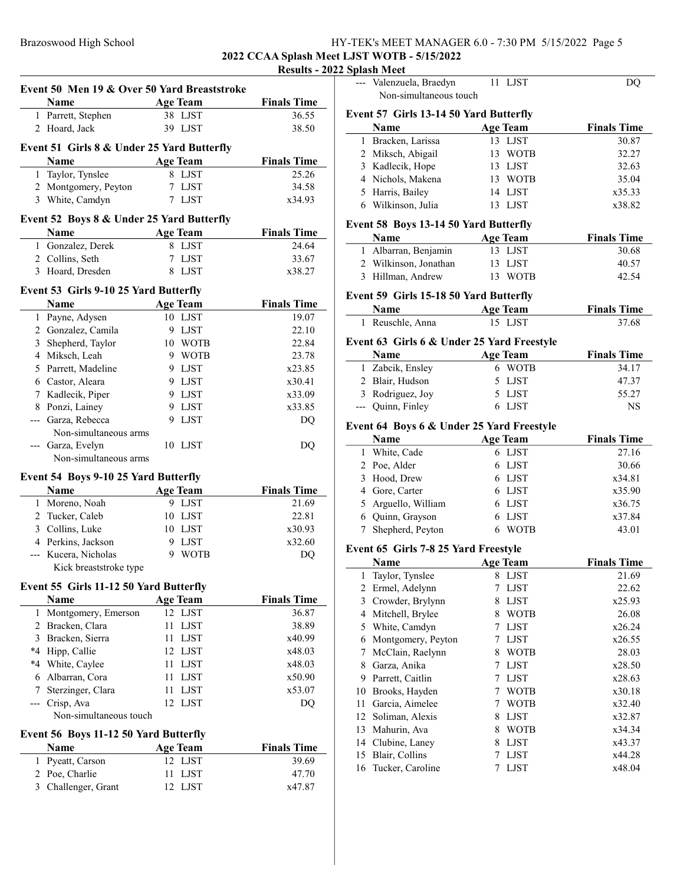## 2022 CCAA Splash Meet LJST WOTB - 5/15/2022

### Results - 2022 Splash Meet

#### Event 50 Men 19 & Over 50 Yard Breaststroke

| | Name | Age | Team | Finals Time |
|---|---|---|---|---|
| 1 | Parrett, Stephen | 38 | LJST | 36.55 |
| 2 | Hoard, Jack | 39 | LJST | 38.50 |

#### Event 51 Girls 8 & Under 25 Yard Butterfly

| | Name | Age | Team | Finals Time |
|---|---|---|---|---|
| 1 | Taylor, Tynslee | 8 | LJST | 25.26 |
| 2 | Montgomery, Peyton | 7 | LJST | 34.58 |
| 3 | White, Camdyn | 7 | LJST | x34.93 |

#### Event 52 Boys 8 & Under 25 Yard Butterfly

| | Name | Age | Team | Finals Time |
|---|---|---|---|---|
| 1 | Gonzalez, Derek | 8 | LJST | 24.64 |
| 2 | Collins, Seth | 7 | LJST | 33.67 |
| 3 | Hoard, Dresden | 8 | LJST | x38.27 |

#### Event 53 Girls 9-10 25 Yard Butterfly

| | Name | Age | Team | Finals Time |
|---|---|---|---|---|
| 1 | Payne, Adysen | 10 | LJST | 19.07 |
| 2 | Gonzalez, Camila | 9 | LJST | 22.10 |
| 3 | Shepherd, Taylor | 10 | WOTB | 22.84 |
| 4 | Miksch, Leah | 9 | WOTB | 23.78 |
| 5 | Parrett, Madeline | 9 | LJST | x23.85 |
| 6 | Castor, Aleara | 9 | LJST | x30.41 |
| 7 | Kadlecik, Piper | 9 | LJST | x33.09 |
| 8 | Ponzi, Lainey | 9 | LJST | x33.85 |
| --- | Garza, Rebecca | 9 | LJST | DQ |
| | Non-simultaneous arms | | | |
| --- | Garza, Evelyn | 10 | LJST | DQ |
| | Non-simultaneous arms | | | |

#### Event 54 Boys 9-10 25 Yard Butterfly

| | Name | Age | Team | Finals Time |
|---|---|---|---|---|
| 1 | Moreno, Noah | 9 | LJST | 21.69 |
| 2 | Tucker, Caleb | 10 | LJST | 22.81 |
| 3 | Collins, Luke | 10 | LJST | x30.93 |
| 4 | Perkins, Jackson | 9 | LJST | x32.60 |
| --- | Kucera, Nicholas | 9 | WOTB | DQ |
| | Kick breaststroke type | | | |

#### Event 55 Girls 11-12 50 Yard Butterfly

| | Name | Age | Team | Finals Time |
|---|---|---|---|---|
| 1 | Montgomery, Emerson | 12 | LJST | 36.87 |
| 2 | Bracken, Clara | 11 | LJST | 38.89 |
| 3 | Bracken, Sierra | 11 | LJST | x40.99 |
| *4 | Hipp, Callie | 12 | LJST | x48.03 |
| *4 | White, Caylee | 11 | LJST | x48.03 |
| 6 | Albarran, Cora | 11 | LJST | x50.90 |
| 7 | Sterzinger, Clara | 11 | LJST | x53.07 |
| --- | Crisp, Ava | 12 | LJST | DQ |
| | Non-simultaneous touch | | | |

#### Event 56 Boys 11-12 50 Yard Butterfly

| | Name | Age | Team | Finals Time |
|---|---|---|---|---|
| 1 | Pyeatt, Carson | 12 | LJST | 39.69 |
| 2 | Poe, Charlie | 11 | LJST | 47.70 |
| 3 | Challenger, Grant | 12 | LJST | x47.87 |
| --- | Valenzuela, Braedyn | 11 | LJST | DQ |
| | Non-simultaneous touch | | | |

#### Event 57 Girls 13-14 50 Yard Butterfly

| | Name | Age | Team | Finals Time |
|---|---|---|---|---|
| 1 | Bracken, Larissa | 13 | LJST | 30.87 |
| 2 | Miksch, Abigail | 13 | WOTB | 32.27 |
| 3 | Kadlecik, Hope | 13 | LJST | 32.63 |
| 4 | Nichols, Makena | 13 | WOTB | 35.04 |
| 5 | Harris, Bailey | 14 | LJST | x35.33 |
| 6 | Wilkinson, Julia | 13 | LJST | x38.82 |

#### Event 58 Boys 13-14 50 Yard Butterfly

| | Name | Age | Team | Finals Time |
|---|---|---|---|---|
| 1 | Albarran, Benjamin | 13 | LJST | 30.68 |
| 2 | Wilkinson, Jonathan | 13 | LJST | 40.57 |
| 3 | Hillman, Andrew | 13 | WOTB | 42.54 |

#### Event 59 Girls 15-18 50 Yard Butterfly

| | Name | Age | Team | Finals Time |
|---|---|---|---|---|
| 1 | Reuschle, Anna | 15 | LJST | 37.68 |

#### Event 63 Girls 6 & Under 25 Yard Freestyle

| | Name | Age | Team | Finals Time |
|---|---|---|---|---|
| 1 | Zabcik, Ensley | 6 | WOTB | 34.17 |
| 2 | Blair, Hudson | 5 | LJST | 47.37 |
| 3 | Rodriguez, Joy | 5 | LJST | 55.27 |
| --- | Quinn, Finley | 6 | LJST | NS |

#### Event 64 Boys 6 & Under 25 Yard Freestyle

| | Name | Age | Team | Finals Time |
|---|---|---|---|---|
| 1 | White, Cade | 6 | LJST | 27.16 |
| 2 | Poe, Alder | 6 | LJST | 30.66 |
| 3 | Hood, Drew | 6 | LJST | x34.81 |
| 4 | Gore, Carter | 6 | LJST | x35.90 |
| 5 | Arguello, William | 6 | LJST | x36.75 |
| 6 | Quinn, Grayson | 6 | LJST | x37.84 |
| 7 | Shepherd, Peyton | 6 | WOTB | 43.01 |

#### Event 65 Girls 7-8 25 Yard Freestyle

| | Name | Age | Team | Finals Time |
|---|---|---|---|---|
| 1 | Taylor, Tynslee | 8 | LJST | 21.69 |
| 2 | Ermel, Adelynn | 7 | LJST | 22.62 |
| 3 | Crowder, Brylynn | 8 | LJST | x25.93 |
| 4 | Mitchell, Brylee | 8 | WOTB | 26.08 |
| 5 | White, Camdyn | 7 | LJST | x26.24 |
| 6 | Montgomery, Peyton | 7 | LJST | x26.55 |
| 7 | McClain, Raelynn | 8 | WOTB | 28.03 |
| 8 | Garza, Anika | 7 | LJST | x28.50 |
| 9 | Parrett, Caitlin | 7 | LJST | x28.63 |
| 10 | Brooks, Hayden | 7 | WOTB | x30.18 |
| 11 | Garcia, Aimelee | 7 | WOTB | x32.40 |
| 12 | Soliman, Alexis | 8 | LJST | x32.87 |
| 13 | Mahurin, Ava | 8 | WOTB | x34.34 |
| 14 | Clubine, Laney | 8 | LJST | x43.37 |
| 15 | Blair, Collins | 7 | LJST | x44.28 |
| 16 | Tucker, Caroline | 7 | LJST | x48.04 |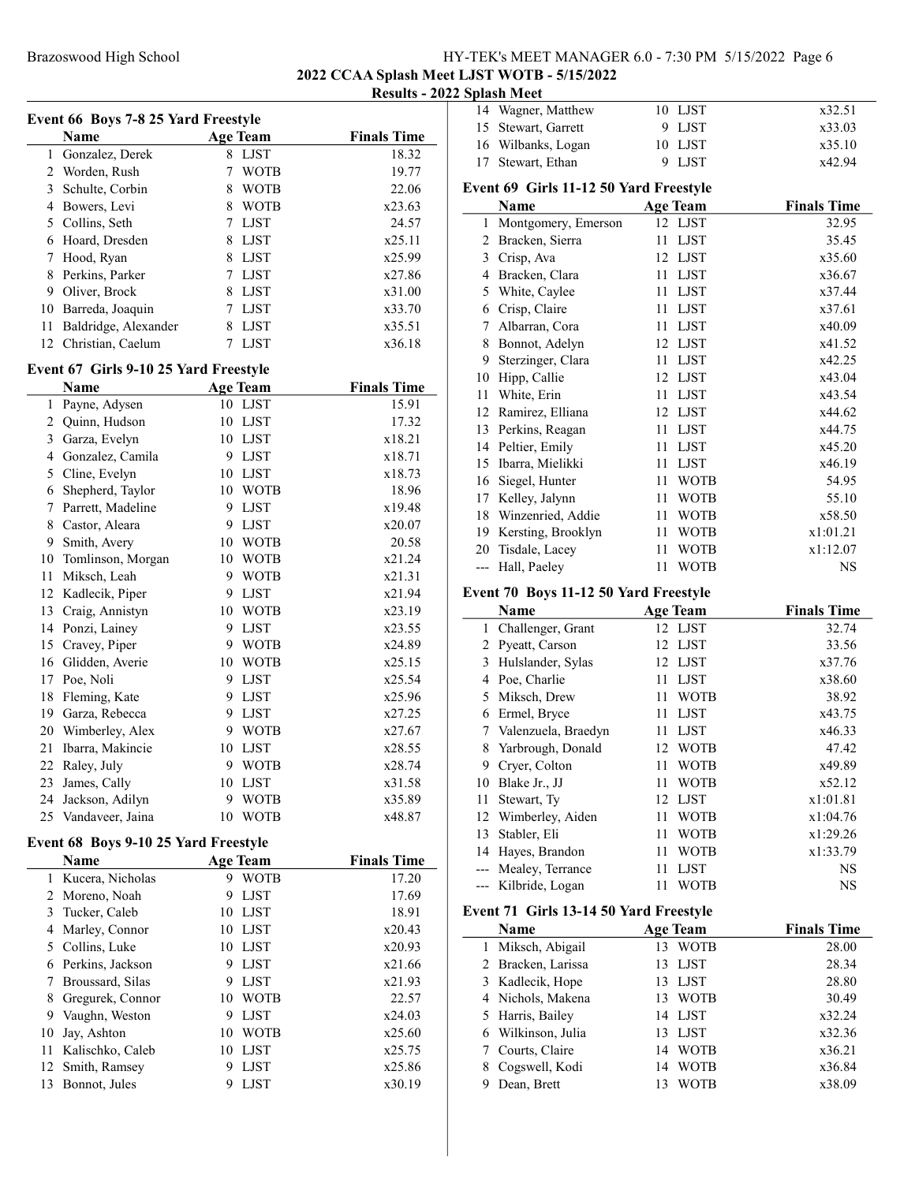## 2022 CCAA Splash Meet LJST WOTB - 5/15/2022

### Results - 2022 Splash Meet

#### Event 66 Boys 7-8 25 Yard Freestyle

| | Name | Age | Team | Finals Time |
|---|---|---|---|---|
| 1 | Gonzalez, Derek | 8 | LJST | 18.32 |
| 2 | Worden, Rush | 7 | WOTB | 19.77 |
| 3 | Schulte, Corbin | 8 | WOTB | 22.06 |
| 4 | Bowers, Levi | 8 | WOTB | x23.63 |
| 5 | Collins, Seth | 7 | LJST | 24.57 |
| 6 | Hoard, Dresden | 8 | LJST | x25.11 |
| 7 | Hood, Ryan | 8 | LJST | x25.99 |
| 8 | Perkins, Parker | 7 | LJST | x27.86 |
| 9 | Oliver, Brock | 8 | LJST | x31.00 |
| 10 | Barreda, Joaquin | 7 | LJST | x33.70 |
| 11 | Baldridge, Alexander | 8 | LJST | x35.51 |
| 12 | Christian, Caelum | 7 | LJST | x36.18 |

#### Event 67 Girls 9-10 25 Yard Freestyle

| | Name | Age | Team | Finals Time |
|---|---|---|---|---|
| 1 | Payne, Adysen | 10 | LJST | 15.91 |
| 2 | Quinn, Hudson | 10 | LJST | 17.32 |
| 3 | Garza, Evelyn | 10 | LJST | x18.21 |
| 4 | Gonzalez, Camila | 9 | LJST | x18.71 |
| 5 | Cline, Evelyn | 10 | LJST | x18.73 |
| 6 | Shepherd, Taylor | 10 | WOTB | 18.96 |
| 7 | Parrett, Madeline | 9 | LJST | x19.48 |
| 8 | Castor, Aleara | 9 | LJST | x20.07 |
| 9 | Smith, Avery | 10 | WOTB | 20.58 |
| 10 | Tomlinson, Morgan | 10 | WOTB | x21.24 |
| 11 | Miksch, Leah | 9 | WOTB | x21.31 |
| 12 | Kadlecik, Piper | 9 | LJST | x21.94 |
| 13 | Craig, Annistyn | 10 | WOTB | x23.19 |
| 14 | Ponzi, Lainey | 9 | LJST | x23.55 |
| 15 | Cravey, Piper | 9 | WOTB | x24.89 |
| 16 | Glidden, Averie | 10 | WOTB | x25.15 |
| 17 | Poe, Noli | 9 | LJST | x25.54 |
| 18 | Fleming, Kate | 9 | LJST | x25.96 |
| 19 | Garza, Rebecca | 9 | LJST | x27.25 |
| 20 | Wimberley, Alex | 9 | WOTB | x27.67 |
| 21 | Ibarra, Makincie | 10 | LJST | x28.55 |
| 22 | Raley, July | 9 | WOTB | x28.74 |
| 23 | James, Cally | 10 | LJST | x31.58 |
| 24 | Jackson, Adilyn | 9 | WOTB | x35.89 |
| 25 | Vandaveer, Jaina | 10 | WOTB | x48.87 |

#### Event 68 Boys 9-10 25 Yard Freestyle

| | Name | Age | Team | Finals Time |
|---|---|---|---|---|
| 1 | Kucera, Nicholas | 9 | WOTB | 17.20 |
| 2 | Moreno, Noah | 9 | LJST | 17.69 |
| 3 | Tucker, Caleb | 10 | LJST | 18.91 |
| 4 | Marley, Connor | 10 | LJST | x20.43 |
| 5 | Collins, Luke | 10 | LJST | x20.93 |
| 6 | Perkins, Jackson | 9 | LJST | x21.66 |
| 7 | Broussard, Silas | 9 | LJST | x21.93 |
| 8 | Gregurek, Connor | 10 | WOTB | 22.57 |
| 9 | Vaughn, Weston | 9 | LJST | x24.03 |
| 10 | Jay, Ashton | 10 | WOTB | x25.60 |
| 11 | Kalischko, Caleb | 10 | LJST | x25.75 |
| 12 | Smith, Ramsey | 9 | LJST | x25.86 |
| 13 | Bonnot, Jules | 9 | LJST | x30.19 |
| 14 | Wagner, Matthew | 10 | LJST | x32.51 |
| 15 | Stewart, Garrett | 9 | LJST | x33.03 |
| 16 | Wilbanks, Logan | 10 | LJST | x35.10 |
| 17 | Stewart, Ethan | 9 | LJST | x42.94 |

#### Event 69 Girls 11-12 50 Yard Freestyle

| | Name | Age | Team | Finals Time |
|---|---|---|---|---|
| 1 | Montgomery, Emerson | 12 | LJST | 32.95 |
| 2 | Bracken, Sierra | 11 | LJST | 35.45 |
| 3 | Crisp, Ava | 12 | LJST | x35.60 |
| 4 | Bracken, Clara | 11 | LJST | x36.67 |
| 5 | White, Caylee | 11 | LJST | x37.44 |
| 6 | Crisp, Claire | 11 | LJST | x37.61 |
| 7 | Albarran, Cora | 11 | LJST | x40.09 |
| 8 | Bonnot, Adelyn | 12 | LJST | x41.52 |
| 9 | Sterzinger, Clara | 11 | LJST | x42.25 |
| 10 | Hipp, Callie | 12 | LJST | x43.04 |
| 11 | White, Erin | 11 | LJST | x43.54 |
| 12 | Ramirez, Elliana | 12 | LJST | x44.62 |
| 13 | Perkins, Reagan | 11 | LJST | x44.75 |
| 14 | Peltier, Emily | 11 | LJST | x45.20 |
| 15 | Ibarra, Mielikki | 11 | LJST | x46.19 |
| 16 | Siegel, Hunter | 11 | WOTB | 54.95 |
| 17 | Kelley, Jalynn | 11 | WOTB | 55.10 |
| 18 | Winzenried, Addie | 11 | WOTB | x58.50 |
| 19 | Kersting, Brooklyn | 11 | WOTB | x1:01.21 |
| 20 | Tisdale, Lacey | 11 | WOTB | x1:12.07 |
| --- | Hall, Paeley | 11 | WOTB | NS |

#### Event 70 Boys 11-12 50 Yard Freestyle

| | Name | Age | Team | Finals Time |
|---|---|---|---|---|
| 1 | Challenger, Grant | 12 | LJST | 32.74 |
| 2 | Pyeatt, Carson | 12 | LJST | 33.56 |
| 3 | Hulslander, Sylas | 12 | LJST | x37.76 |
| 4 | Poe, Charlie | 11 | LJST | x38.60 |
| 5 | Miksch, Drew | 11 | WOTB | 38.92 |
| 6 | Ermel, Bryce | 11 | LJST | x43.75 |
| 7 | Valenzuela, Braedyn | 11 | LJST | x46.33 |
| 8 | Yarbrough, Donald | 12 | WOTB | 47.42 |
| 9 | Cryer, Colton | 11 | WOTB | x49.89 |
| 10 | Blake Jr., JJ | 11 | WOTB | x52.12 |
| 11 | Stewart, Ty | 12 | LJST | x1:01.81 |
| 12 | Wimberley, Aiden | 11 | WOTB | x1:04.76 |
| 13 | Stabler, Eli | 11 | WOTB | x1:29.26 |
| 14 | Hayes, Brandon | 11 | WOTB | x1:33.79 |
| --- | Mealey, Terrance | 11 | LJST | NS |
| --- | Kilbride, Logan | 11 | WOTB | NS |

#### Event 71 Girls 13-14 50 Yard Freestyle

| | Name | Age | Team | Finals Time |
|---|---|---|---|---|
| 1 | Miksch, Abigail | 13 | WOTB | 28.00 |
| 2 | Bracken, Larissa | 13 | LJST | 28.34 |
| 3 | Kadlecik, Hope | 13 | LJST | 28.80 |
| 4 | Nichols, Makena | 13 | WOTB | 30.49 |
| 5 | Harris, Bailey | 14 | LJST | x32.24 |
| 6 | Wilkinson, Julia | 13 | LJST | x32.36 |
| 7 | Courts, Claire | 14 | WOTB | x36.21 |
| 8 | Cogswell, Kodi | 14 | WOTB | x36.84 |
| 9 | Dean, Brett | 13 | WOTB | x38.09 |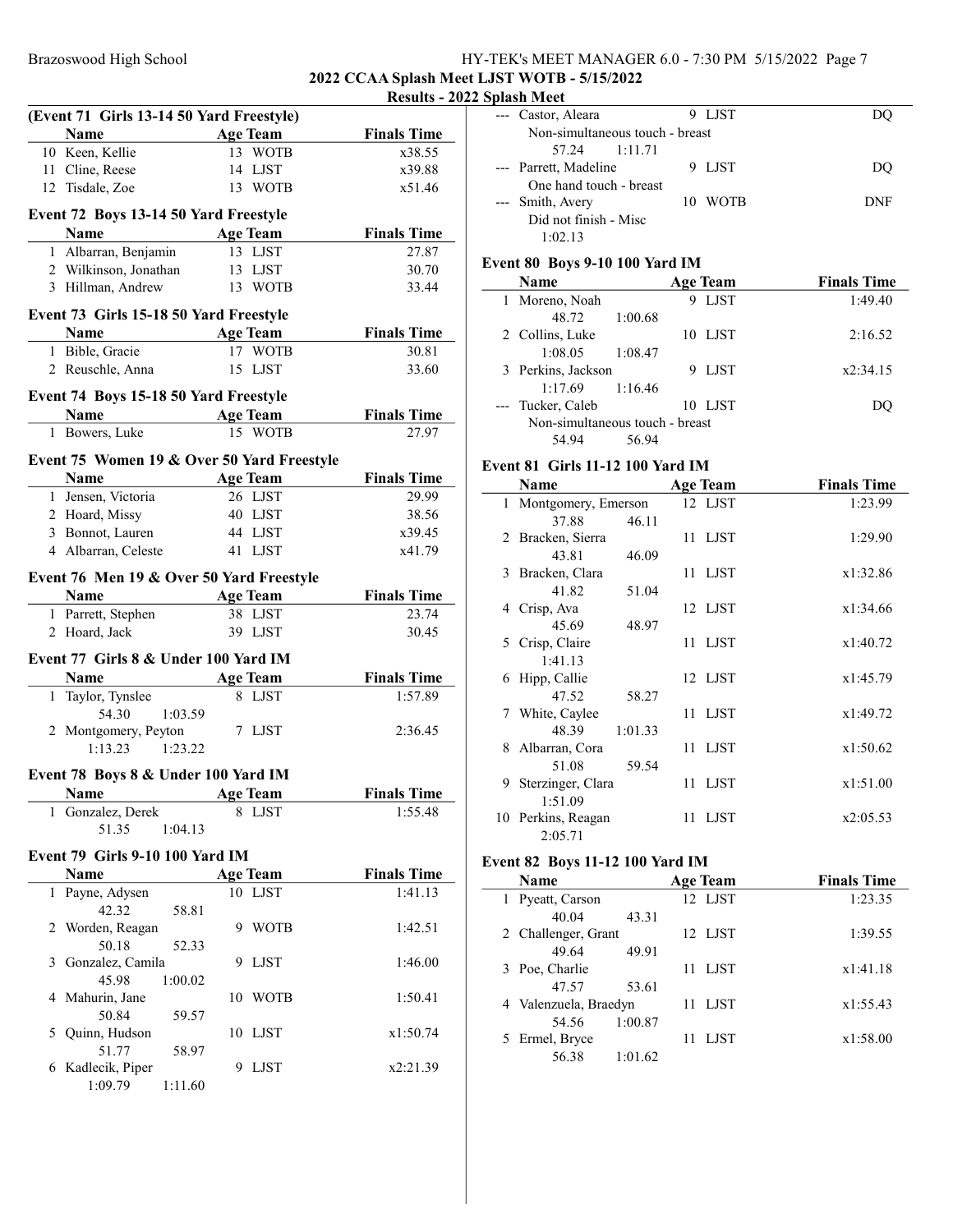## 2022 CCAA Splash Meet LJST WOTB - 5/15/2022

### Results - 2022 Splash Meet

#### (Event 71 Girls 13-14 50 Yard Freestyle)

| | Name | Age | Team | Finals Time |
|---|---|---|---|---|
| 10 | Keen, Kellie | 13 | WOTB | x38.55 |
| 11 | Cline, Reese | 14 | LJST | x39.88 |
| 12 | Tisdale, Zoe | 13 | WOTB | x51.46 |

#### Event 72 Boys 13-14 50 Yard Freestyle

| | Name | Age | Team | Finals Time |
|---|---|---|---|---|
| 1 | Albarran, Benjamin | 13 | LJST | 27.87 |
| 2 | Wilkinson, Jonathan | 13 | LJST | 30.70 |
| 3 | Hillman, Andrew | 13 | WOTB | 33.44 |

#### Event 73 Girls 15-18 50 Yard Freestyle

| | Name | Age | Team | Finals Time |
|---|---|---|---|---|
| 1 | Bible, Gracie | 17 | WOTB | 30.81 |
| 2 | Reuschle, Anna | 15 | LJST | 33.60 |

#### Event 74 Boys 15-18 50 Yard Freestyle

| | Name | Age | Team | Finals Time |
|---|---|---|---|---|
| 1 | Bowers, Luke | 15 | WOTB | 27.97 |

#### Event 75 Women 19 & Over 50 Yard Freestyle

| | Name | Age | Team | Finals Time |
|---|---|---|---|---|
| 1 | Jensen, Victoria | 26 | LJST | 29.99 |
| 2 | Hoard, Missy | 40 | LJST | 38.56 |
| 3 | Bonnot, Lauren | 44 | LJST | x39.45 |
| 4 | Albarran, Celeste | 41 | LJST | x41.79 |

#### Event 76 Men 19 & Over 50 Yard Freestyle

| | Name | Age | Team | Finals Time |
|---|---|---|---|---|
| 1 | Parrett, Stephen | 38 | LJST | 23.74 |
| 2 | Hoard, Jack | 39 | LJST | 30.45 |

#### Event 77 Girls 8 & Under 100 Yard IM

| | Name | Age | Team | Finals Time |
|---|---|---|---|---|
| 1 | Taylor, Tynslee | 8 | LJST | 1:57.89 |
| | 54.30 1:03.59 | | | |
| 2 | Montgomery, Peyton | 7 | LJST | 2:36.45 |
| | 1:13.23 1:23.22 | | | |

#### Event 78 Boys 8 & Under 100 Yard IM

| | Name | Age | Team | Finals Time |
|---|---|---|---|---|
| 1 | Gonzalez, Derek | 8 | LJST | 1:55.48 |
| | 51.35 1:04.13 | | | |

#### Event 79 Girls 9-10 100 Yard IM

| | Name | Age | Team | Finals Time |
|---|---|---|---|---|
| 1 | Payne, Adysen | 10 | LJST | 1:41.13 |
| | 42.32 58.81 | | | |
| 2 | Worden, Reagan | 9 | WOTB | 1:42.51 |
| | 50.18 52.33 | | | |
| 3 | Gonzalez, Camila | 9 | LJST | 1:46.00 |
| | 45.98 1:00.02 | | | |
| 4 | Mahurin, Jane | 10 | WOTB | 1:50.41 |
| | 50.84 59.57 | | | |
| 5 | Quinn, Hudson | 10 | LJST | x1:50.74 |
| | 51.77 58.97 | | | |
| 6 | Kadlecik, Piper | 9 | LJST | x2:21.39 |
| | 1:09.79 1:11.60 | | | |
| --- | Castor, Aleara | 9 | LJST | DQ |
| | Non-simultaneous touch - breast | | | |
| | 57.24 1:11.71 | | | |
| --- | Parrett, Madeline | 9 | LJST | DQ |
| | One hand touch - breast | | | |
| --- | Smith, Avery | 10 | WOTB | DNF |
| | Did not finish - Misc | | | |
| | 1:02.13 | | | |

#### Event 80 Boys 9-10 100 Yard IM

| | Name | Age | Team | Finals Time |
|---|---|---|---|---|
| 1 | Moreno, Noah | 9 | LJST | 1:49.40 |
| | 48.72 1:00.68 | | | |
| 2 | Collins, Luke | 10 | LJST | 2:16.52 |
| | 1:08.05 1:08.47 | | | |
| 3 | Perkins, Jackson | 9 | LJST | x2:34.15 |
| | 1:17.69 1:16.46 | | | |
| --- | Tucker, Caleb | 10 | LJST | DQ |
| | Non-simultaneous touch - breast | | | |
| | 54.94 56.94 | | | |

#### Event 81 Girls 11-12 100 Yard IM

| | Name | Age | Team | Finals Time |
|---|---|---|---|---|
| 1 | Montgomery, Emerson | 12 | LJST | 1:23.99 |
| | 37.88 46.11 | | | |
| 2 | Bracken, Sierra | 11 | LJST | 1:29.90 |
| | 43.81 46.09 | | | |
| 3 | Bracken, Clara | 11 | LJST | x1:32.86 |
| | 41.82 51.04 | | | |
| 4 | Crisp, Ava | 12 | LJST | x1:34.66 |
| | 45.69 48.97 | | | |
| 5 | Crisp, Claire | 11 | LJST | x1:40.72 |
| | 1:41.13 | | | |
| 6 | Hipp, Callie | 12 | LJST | x1:45.79 |
| | 47.52 58.27 | | | |
| 7 | White, Caylee | 11 | LJST | x1:49.72 |
| | 48.39 1:01.33 | | | |
| 8 | Albarran, Cora | 11 | LJST | x1:50.62 |
| | 51.08 59.54 | | | |
| 9 | Sterzinger, Clara | 11 | LJST | x1:51.00 |
| | 1:51.09 | | | |
| 10 | Perkins, Reagan | 11 | LJST | x2:05.53 |
| | 2:05.71 | | | |

#### Event 82 Boys 11-12 100 Yard IM

| | Name | Age | Team | Finals Time |
|---|---|---|---|---|
| 1 | Pyeatt, Carson | 12 | LJST | 1:23.35 |
| | 40.04 43.31 | | | |
| 2 | Challenger, Grant | 12 | LJST | 1:39.55 |
| | 49.64 49.91 | | | |
| 3 | Poe, Charlie | 11 | LJST | x1:41.18 |
| | 47.57 53.61 | | | |
| 4 | Valenzuela, Braedyn | 11 | LJST | x1:55.43 |
| | 54.56 1:00.87 | | | |
| 5 | Ermel, Bryce | 11 | LJST | x1:58.00 |
| | 56.38 1:01.62 | | | |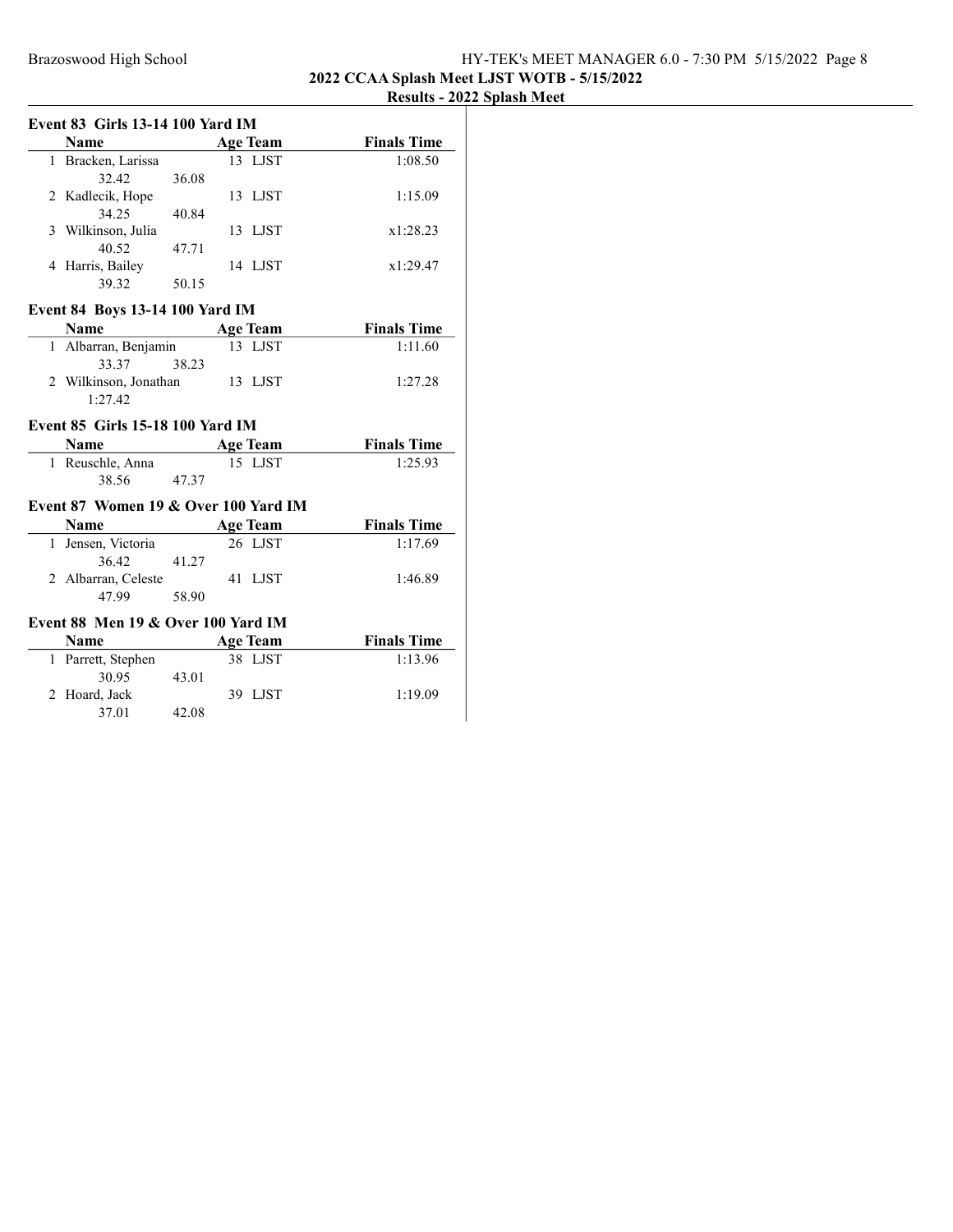2022 CCAA Splash Meet LJST WOTB - 5/15/2022

Results - 2022 Splash Meet

### Event 83 Girls 13-14 100 Yard IM

| | Name | Age | Team | Finals Time |
|---|---|---|---|---|
| 1 | Bracken, Larissa | 13 | LJST | 1:08.50 |
| | 32.42 36.08 | | | |
| 2 | Kadlecik, Hope | 13 | LJST | 1:15.09 |
| | 34.25 40.84 | | | |
| 3 | Wilkinson, Julia | 13 | LJST | x1:28.23 |
| | 40.52 47.71 | | | |
| 4 | Harris, Bailey | 14 | LJST | x1:29.47 |
| | 39.32 50.15 | | | |

### Event 84 Boys 13-14 100 Yard IM

| | Name | Age | Team | Finals Time |
|---|---|---|---|---|
| 1 | Albarran, Benjamin | 13 | LJST | 1:11.60 |
| | 33.37 38.23 | | | |
| 2 | Wilkinson, Jonathan | 13 | LJST | 1:27.28 |
| | 1:27.42 | | | |

### Event 85 Girls 15-18 100 Yard IM

| | Name | Age | Team | Finals Time |
|---|---|---|---|---|
| 1 | Reuschle, Anna | 15 | LJST | 1:25.93 |
| | 38.56 47.37 | | | |

### Event 87 Women 19 & Over 100 Yard IM

| | Name | Age | Team | Finals Time |
|---|---|---|---|---|
| 1 | Jensen, Victoria | 26 | LJST | 1:17.69 |
| | 36.42 41.27 | | | |
| 2 | Albarran, Celeste | 41 | LJST | 1:46.89 |
| | 47.99 58.90 | | | |

### Event 88 Men 19 & Over 100 Yard IM

| | Name | Age | Team | Finals Time |
|---|---|---|---|---|
| 1 | Parrett, Stephen | 38 | LJST | 1:13.96 |
| | 30.95 43.01 | | | |
| 2 | Hoard, Jack | 39 | LJST | 1:19.09 |
| | 37.01 42.08 | | | |